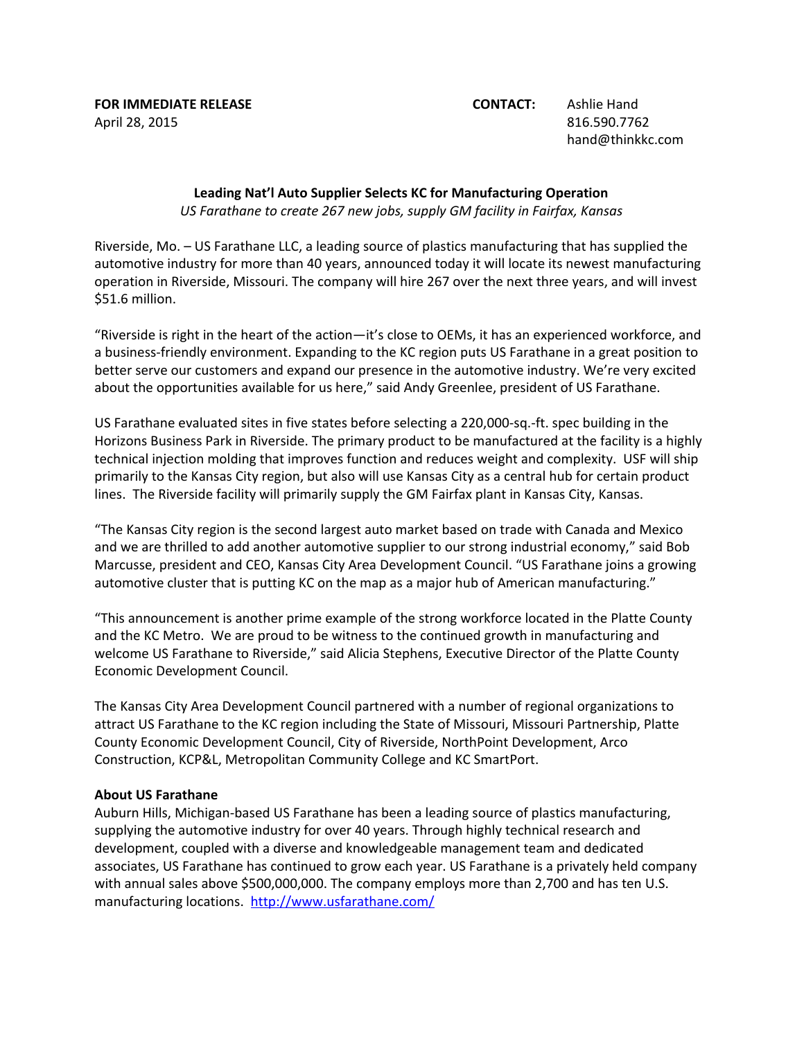**FOR IMMEDIATE RELEASE**
April 28, 2015

**CONTACT:** Ashlie Hand
816.590.7762
hand@thinkkc.com

**Leading Nat'l Auto Supplier Selects KC for Manufacturing Operation**

*US Farathane to create 267 new jobs, supply GM facility in Fairfax, Kansas*

Riverside, Mo. – US Farathane LLC, a leading source of plastics manufacturing that has supplied the automotive industry for more than 40 years, announced today it will locate its newest manufacturing operation in Riverside, Missouri. The company will hire 267 over the next three years, and will invest $51.6 million.

"Riverside is right in the heart of the action—it's close to OEMs, it has an experienced workforce, and a business-friendly environment. Expanding to the KC region puts US Farathane in a great position to better serve our customers and expand our presence in the automotive industry. We're very excited about the opportunities available for us here," said Andy Greenlee, president of US Farathane.

US Farathane evaluated sites in five states before selecting a 220,000-sq.-ft. spec building in the Horizons Business Park in Riverside. The primary product to be manufactured at the facility is a highly technical injection molding that improves function and reduces weight and complexity. USF will ship primarily to the Kansas City region, but also will use Kansas City as a central hub for certain product lines. The Riverside facility will primarily supply the GM Fairfax plant in Kansas City, Kansas.

"The Kansas City region is the second largest auto market based on trade with Canada and Mexico and we are thrilled to add another automotive supplier to our strong industrial economy," said Bob Marcusse, president and CEO, Kansas City Area Development Council. "US Farathane joins a growing automotive cluster that is putting KC on the map as a major hub of American manufacturing."

"This announcement is another prime example of the strong workforce located in the Platte County and the KC Metro. We are proud to be witness to the continued growth in manufacturing and welcome US Farathane to Riverside," said Alicia Stephens, Executive Director of the Platte County Economic Development Council.

The Kansas City Area Development Council partnered with a number of regional organizations to attract US Farathane to the KC region including the State of Missouri, Missouri Partnership, Platte County Economic Development Council, City of Riverside, NorthPoint Development, Arco Construction, KCP&L, Metropolitan Community College and KC SmartPort.

**About US Farathane**

Auburn Hills, Michigan-based US Farathane has been a leading source of plastics manufacturing, supplying the automotive industry for over 40 years. Through highly technical research and development, coupled with a diverse and knowledgeable management team and dedicated associates, US Farathane has continued to grow each year. US Farathane is a privately held company with annual sales above $500,000,000. The company employs more than 2,700 and has ten U.S. manufacturing locations. [http://www.usfarathane.com/](http://www.usfarathane.com/)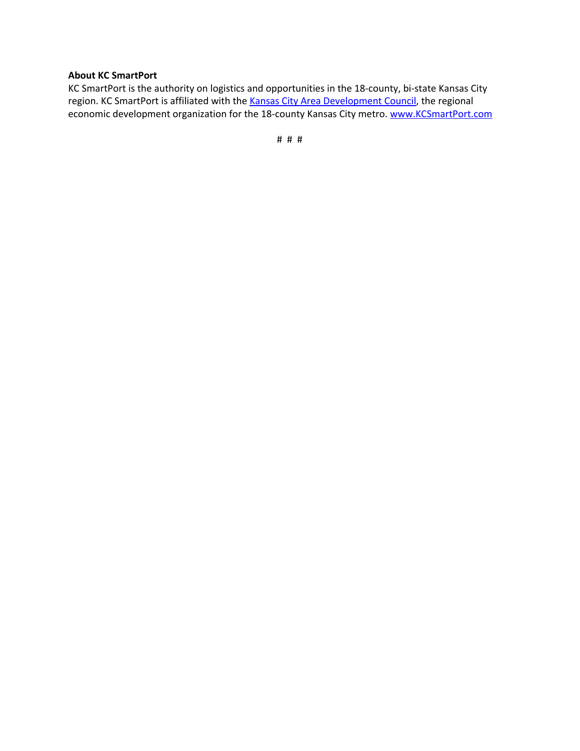**About KC SmartPort**

KC SmartPort is the authority on logistics and opportunities in the 18-county, bi-state Kansas City region. KC SmartPort is affiliated with the Kansas City Area Development Council, the regional economic development organization for the 18-county Kansas City metro. www.KCSmartPort.com

# # #